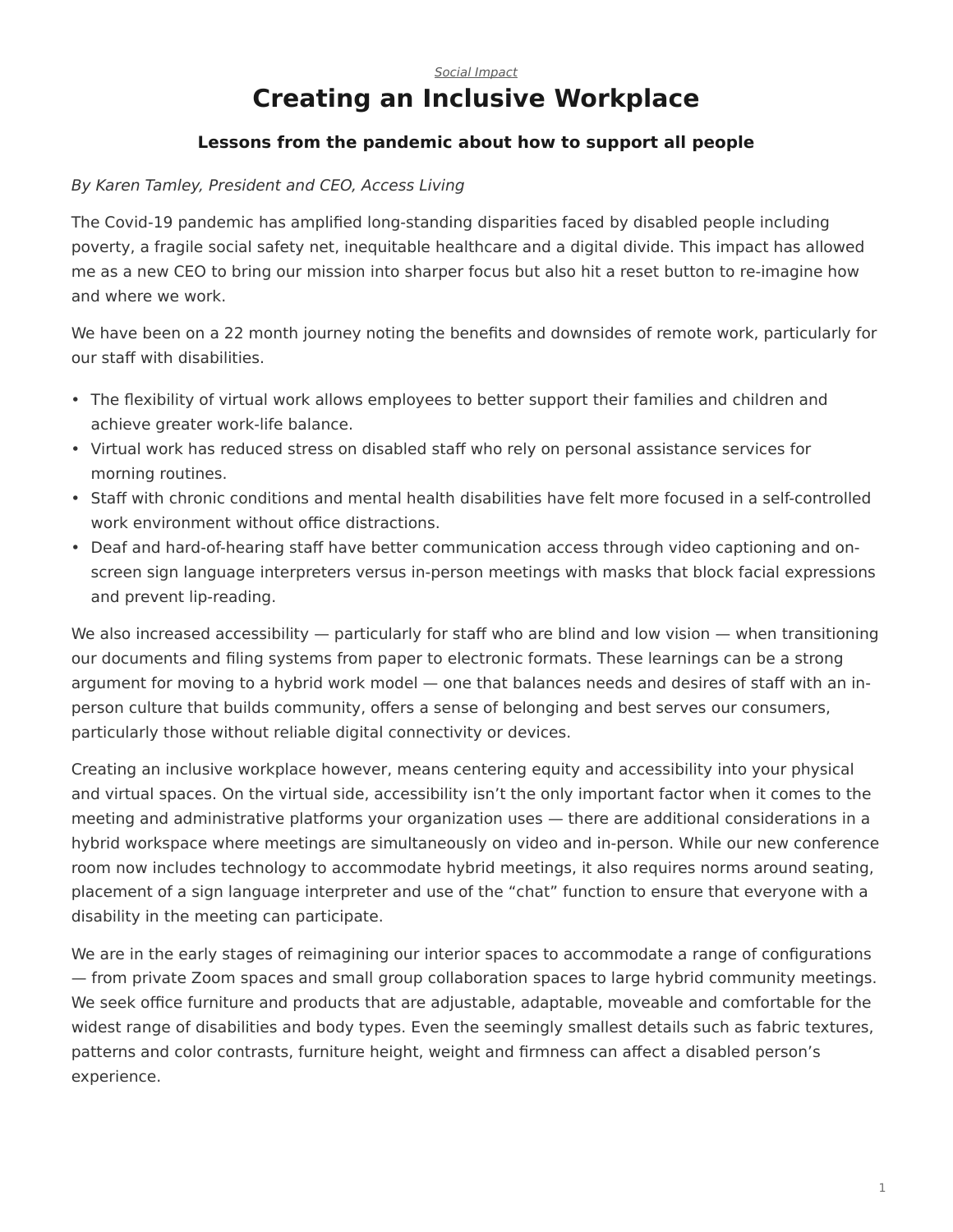*Social Impact*

# Creating an Inclusive Workplace

### Lessons from the pandemic about how to support all people

*By Karen Tamley, President and CEO, Access Living*

The Covid-19 pandemic has amplified long-standing disparities faced by disabled people including poverty, a fragile social safety net, inequitable healthcare and a digital divide. This impact has allowed me as a new CEO to bring our mission into sharper focus but also hit a reset button to re-imagine how and where we work.

We have been on a 22 month journey noting the benefits and downsides of remote work, particularly for our staff with disabilities.

- The flexibility of virtual work allows employees to better support their families and children and achieve greater work-life balance.
- Virtual work has reduced stress on disabled staff who rely on personal assistance services for morning routines.
- Staff with chronic conditions and mental health disabilities have felt more focused in a self-controlled work environment without office distractions.
- Deaf and hard-of-hearing staff have better communication access through video captioning and on-screen sign language interpreters versus in-person meetings with masks that block facial expressions and prevent lip-reading.

We also increased accessibility — particularly for staff who are blind and low vision — when transitioning our documents and filing systems from paper to electronic formats. These learnings can be a strong argument for moving to a hybrid work model — one that balances needs and desires of staff with an in-person culture that builds community, offers a sense of belonging and best serves our consumers, particularly those without reliable digital connectivity or devices.

Creating an inclusive workplace however, means centering equity and accessibility into your physical and virtual spaces. On the virtual side, accessibility isn't the only important factor when it comes to the meeting and administrative platforms your organization uses — there are additional considerations in a hybrid workspace where meetings are simultaneously on video and in-person. While our new conference room now includes technology to accommodate hybrid meetings, it also requires norms around seating, placement of a sign language interpreter and use of the "chat" function to ensure that everyone with a disability in the meeting can participate.

We are in the early stages of reimagining our interior spaces to accommodate a range of configurations — from private Zoom spaces and small group collaboration spaces to large hybrid community meetings. We seek office furniture and products that are adjustable, adaptable, moveable and comfortable for the widest range of disabilities and body types. Even the seemingly smallest details such as fabric textures, patterns and color contrasts, furniture height, weight and firmness can affect a disabled person's experience.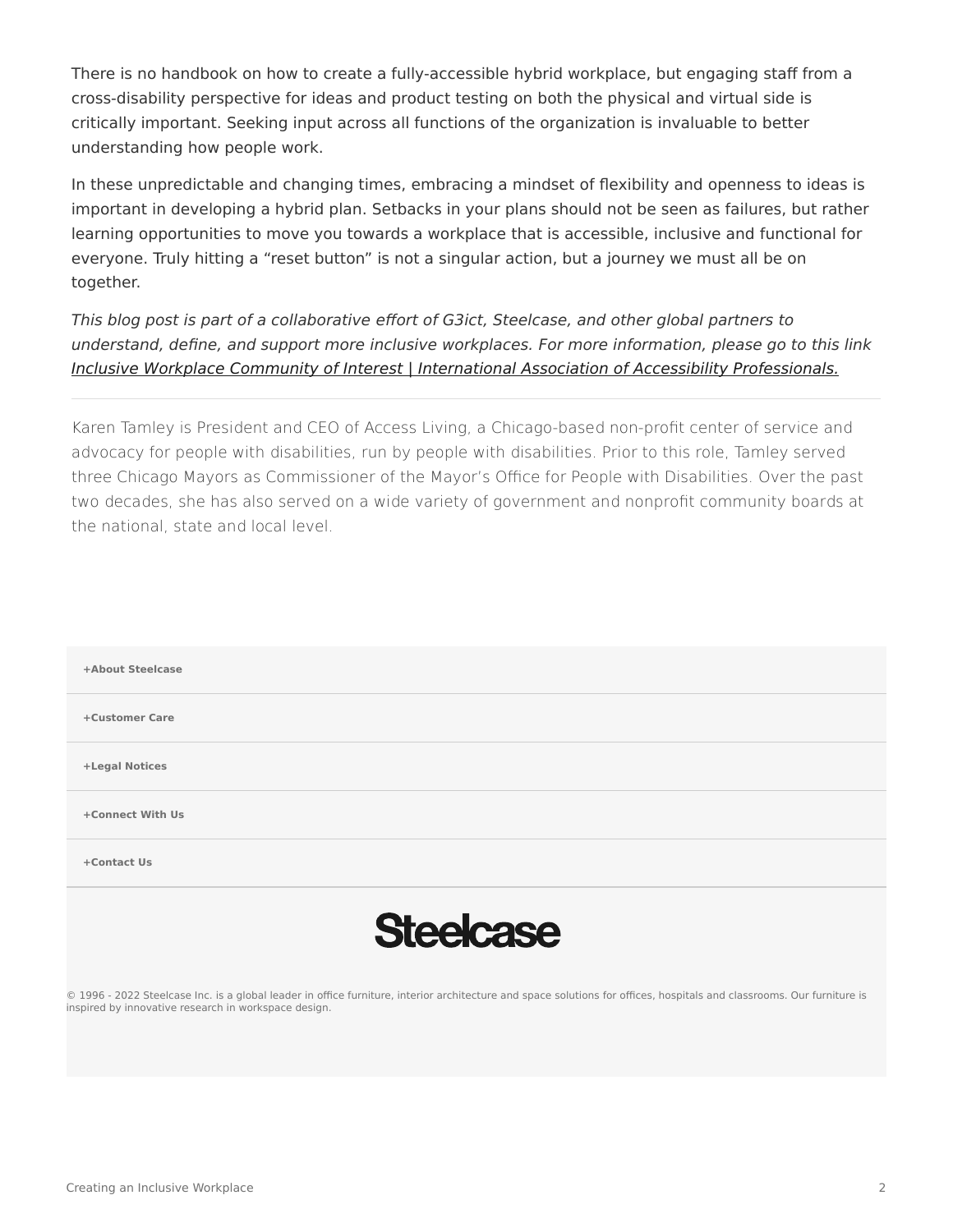There is no handbook on how to create a fully-accessible hybrid workplace, but engaging staff from a cross-disability perspective for ideas and product testing on both the physical and virtual side is critically important. Seeking input across all functions of the organization is invaluable to better understanding how people work.

In these unpredictable and changing times, embracing a mindset of flexibility and openness to ideas is important in developing a hybrid plan. Setbacks in your plans should not be seen as failures, but rather learning opportunities to move you towards a workplace that is accessible, inclusive and functional for everyone. Truly hitting a “reset button” is not a singular action, but a journey we must all be on together.

*This blog post is part of a collaborative effort of G3ict, Steelcase, and other global partners to understand, define, and support more inclusive workplaces. For more information, please go to this link Inclusive Workplace Community of Interest | International Association of Accessibility Professionals.*

---

Karen Tamley is President and CEO of Access Living, a Chicago-based non-profit center of service and advocacy for people with disabilities, run by people with disabilities. Prior to this role, Tamley served three Chicago Mayors as Commissioner of the Mayor’s Office for People with Disabilities. Over the past two decades, she has also served on a wide variety of government and nonprofit community boards at the national, state and local level.

**+About Steelcase**

**+Customer Care**

**+Legal Notices**

**+Connect With Us**

**+Contact Us**

Steelcase

© 1996 - 2022 Steelcase Inc. is a global leader in office furniture, interior architecture and space solutions for offices, hospitals and classrooms. Our furniture is inspired by innovative research in workspace design.